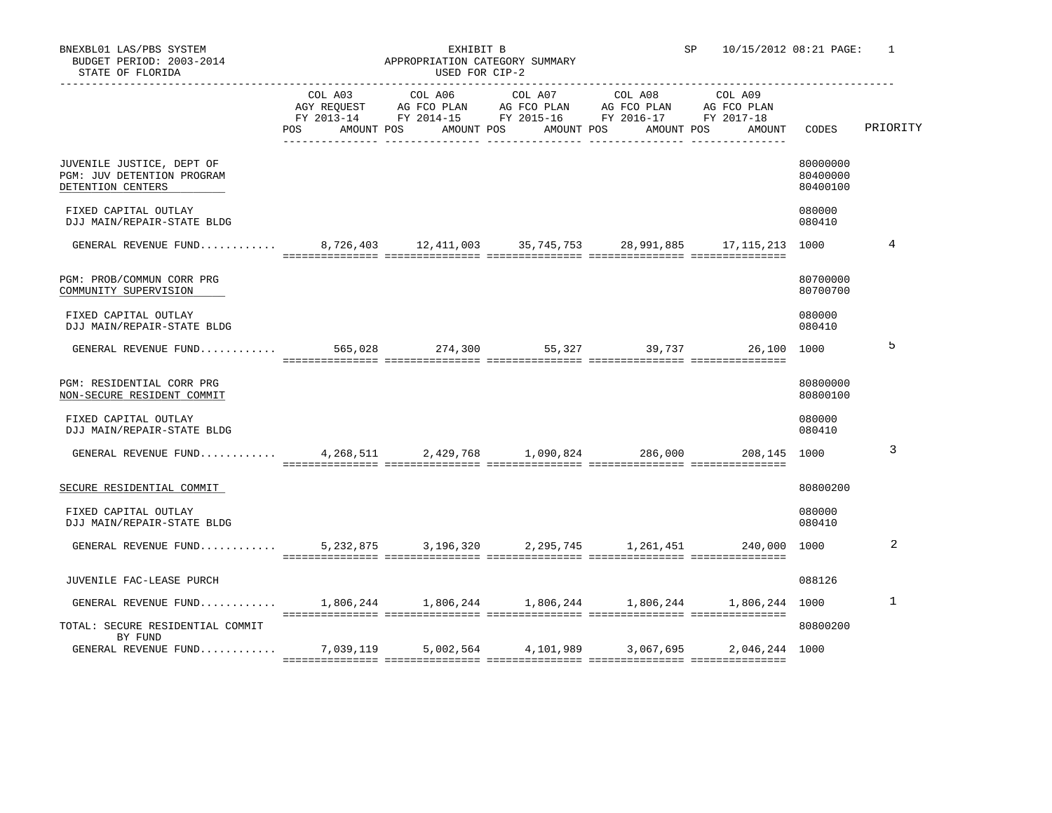BNEXBL01 LAS/PBS SYSTEM
BUDGET PERIOD: 2003-2014
STATE OF FLORIDA

EXHIBIT B
APPROPRIATION CATEGORY SUMMARY
USED FOR CIP-2

SP 10/15/2012 08:21

| | COL A03 AGY REQUEST FY 2013-14 POS AMOUNT | COL A06 AG FCO PLAN FY 2014-15 POS AMOUNT | COL A07 AG FCO PLAN FY 2015-16 POS AMOUNT | COL A08 AG FCO PLAN FY 2016-17 POS AMOUNT | COL A09 AG FCO PLAN FY 2017-18 POS AMOUNT | CODES | PRIORITY |
|---|---|---|---|---|---|---|---|
| JUVENILE JUSTICE, DEPT OF | | | | | | 80000000 | |
| PGM: JUV DETENTION PROGRAM | | | | | | 80400000 | |
| DETENTION CENTERS | | | | | | 80400100 | |
| FIXED CAPITAL OUTLAY | | | | | | 080000 | |
| DJJ MAIN/REPAIR-STATE BLDG | | | | | | 080410 | |
| GENERAL REVENUE FUND............ | 8,726,403 | 12,411,003 | 35,745,753 | 28,991,885 | 17,115,213 | 1000 | 4 |
| PGM: PROB/COMMUN CORR PRG | | | | | | 80700000 | |
| COMMUNITY SUPERVISION | | | | | | 80700700 | |
| FIXED CAPITAL OUTLAY | | | | | | 080000 | |
| DJJ MAIN/REPAIR-STATE BLDG | | | | | | 080410 | |
| GENERAL REVENUE FUND............ | 565,028 | 274,300 | 55,327 | 39,737 | 26,100 | 1000 | 5 |
| PGM: RESIDENTIAL CORR PRG | | | | | | 80800000 | |
| NON-SECURE RESIDENT COMMIT | | | | | | 80800100 | |
| FIXED CAPITAL OUTLAY | | | | | | 080000 | |
| DJJ MAIN/REPAIR-STATE BLDG | | | | | | 080410 | |
| GENERAL REVENUE FUND............ | 4,268,511 | 2,429,768 | 1,090,824 | 286,000 | 208,145 | 1000 | 3 |
| SECURE RESIDENTIAL COMMIT | | | | | | 80800200 | |
| FIXED CAPITAL OUTLAY | | | | | | 080000 | |
| DJJ MAIN/REPAIR-STATE BLDG | | | | | | 080410 | |
| GENERAL REVENUE FUND............ | 5,232,875 | 3,196,320 | 2,295,745 | 1,261,451 | 240,000 | 1000 | 2 |
| JUVENILE FAC-LEASE PURCH | | | | | | 088126 | |
| GENERAL REVENUE FUND............ | 1,806,244 | 1,806,244 | 1,806,244 | 1,806,244 | 1,806,244 | 1000 | 1 |
| TOTAL: SECURE RESIDENTIAL COMMIT | | | | | | 80800200 | |
| BY FUND | | | | | | | |
| GENERAL REVENUE FUND............ | 7,039,119 | 5,002,564 | 4,101,989 | 3,067,695 | 2,046,244 | 1000 | |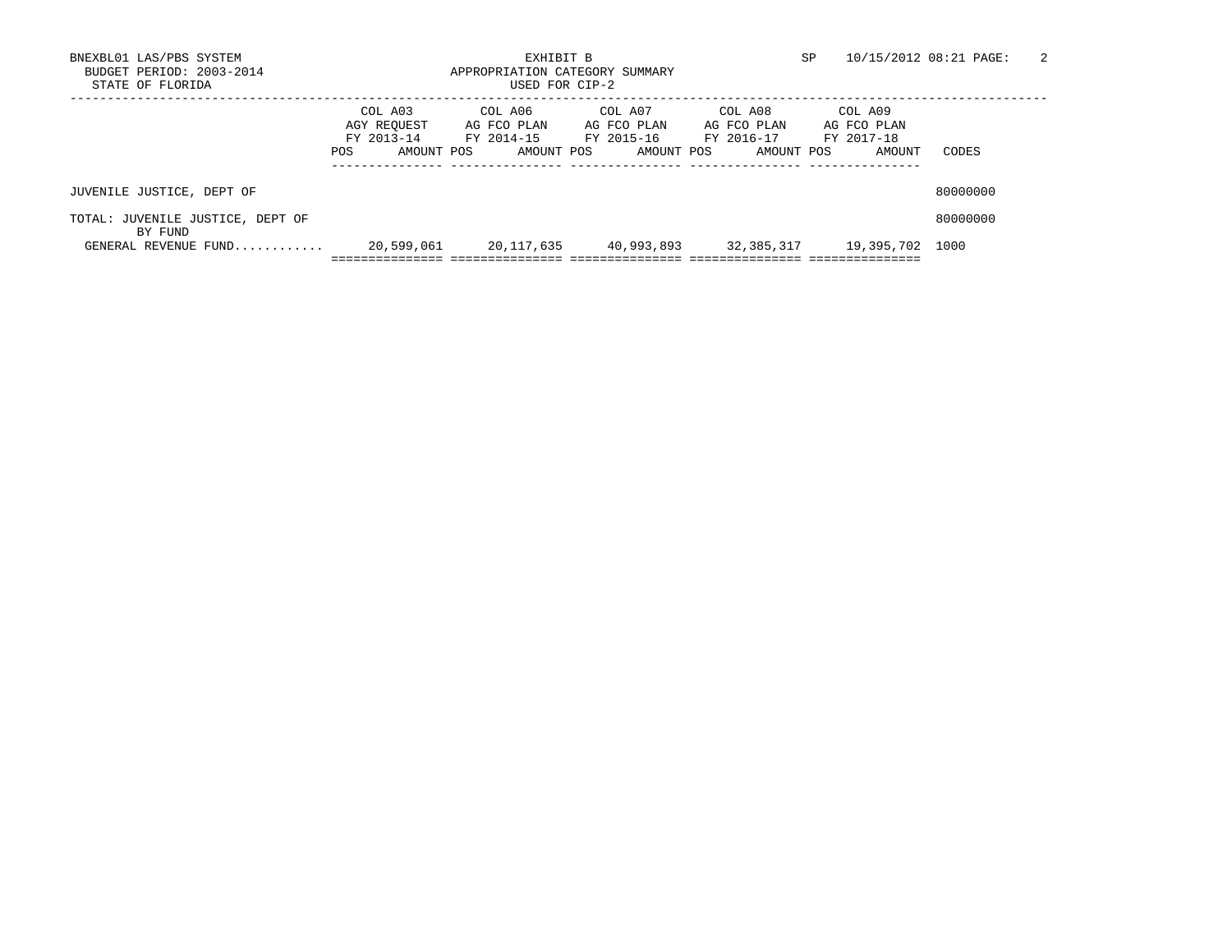BNEXBL01 LAS/PBS SYSTEM EXHIBIT B SP 10/15/2012 08:21

BUDGET PERIOD: 2003-2014 APPROPRIATION CATEGORY SUMMARY

STATE OF FLORIDA USED FOR CIP-2

| | COL A03 AGY REQUEST FY 2013-14 POS AMOUNT | COL A06 AG FCO PLAN FY 2014-15 POS AMOUNT | COL A07 AG FCO PLAN FY 2015-16 POS AMOUNT | COL A08 AG FCO PLAN FY 2016-17 POS AMOUNT | COL A09 AG FCO PLAN FY 2017-18 POS AMOUNT | CODES |
|---|---|---|---|---|---|---|
| JUVENILE JUSTICE, DEPT OF | | | | | | 80000000 |
| TOTAL: JUVENILE JUSTICE, DEPT OF | | | | | | 80000000 |
| BY FUND | | | | | | |
| GENERAL REVENUE FUND............ | 20,599,061 | 20,117,635 | 40,993,893 | 32,385,317 | 19,395,702 | 1000 |